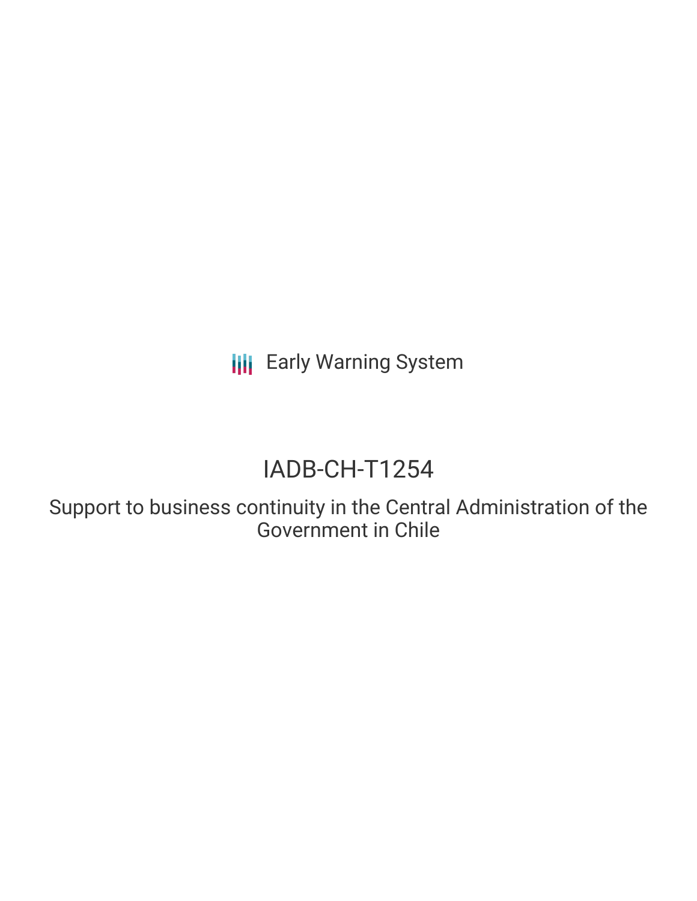Early Warning System

# IADB-CH-T1254

## Support to business continuity in the Central Administration of the Government in Chile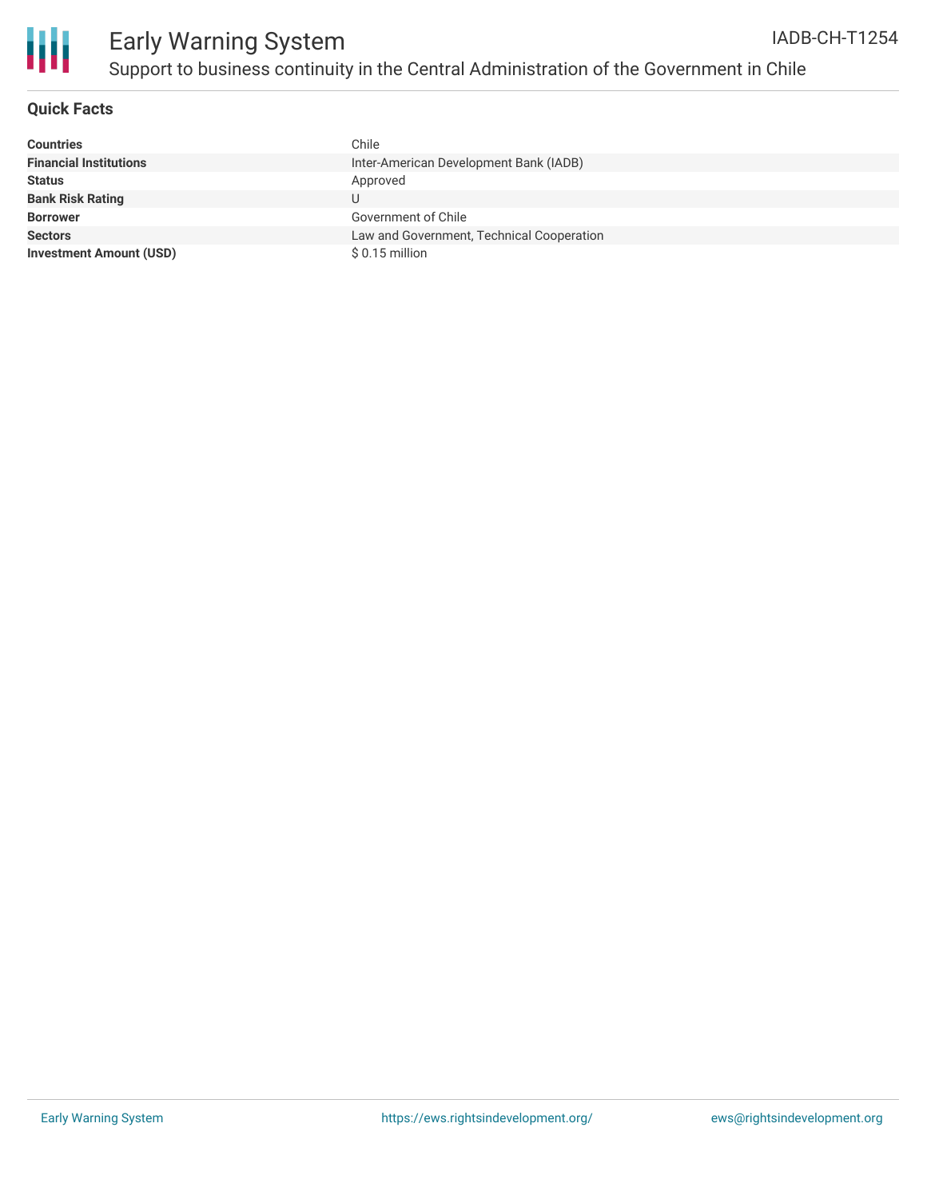# Early Warning System

## Support to business continuity in the Central Administration of the Government in Chile

IADB-CH-T1254

### Quick Facts

| | |
|---|---|
| **Countries** | Chile |
| **Financial Institutions** | Inter-American Development Bank (IADB) |
| **Status** | Approved |
| **Bank Risk Rating** | U |
| **Borrower** | Government of Chile |
| **Sectors** | Law and Government, Technical Cooperation |
| **Investment Amount (USD)** | $ 0.15 million |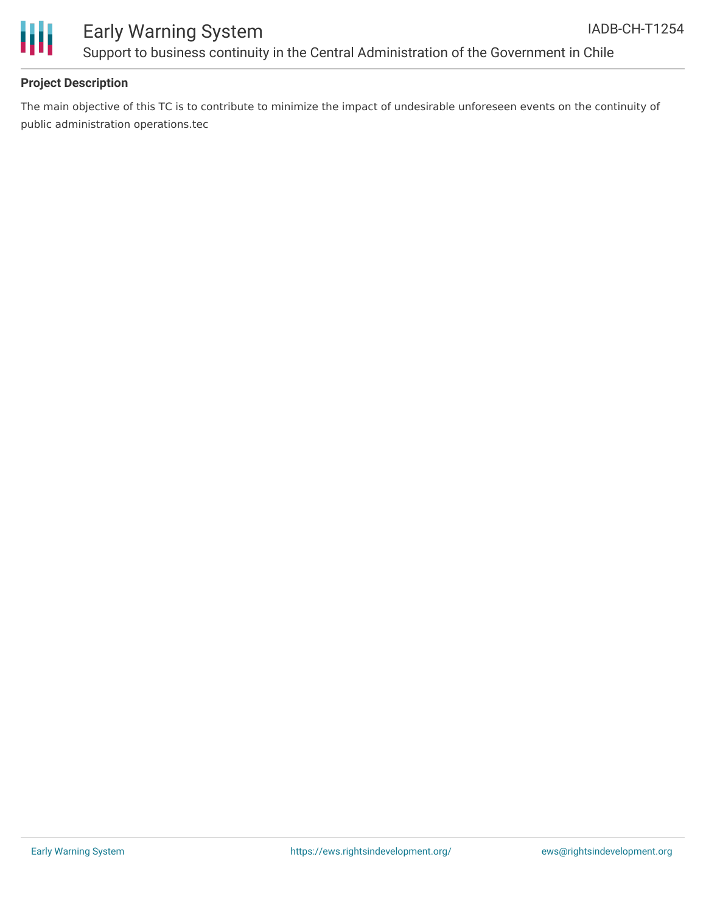## Project Description

The main objective of this TC is to contribute to minimize the impact of undesirable unforeseen events on the continuity of public administration operations.tec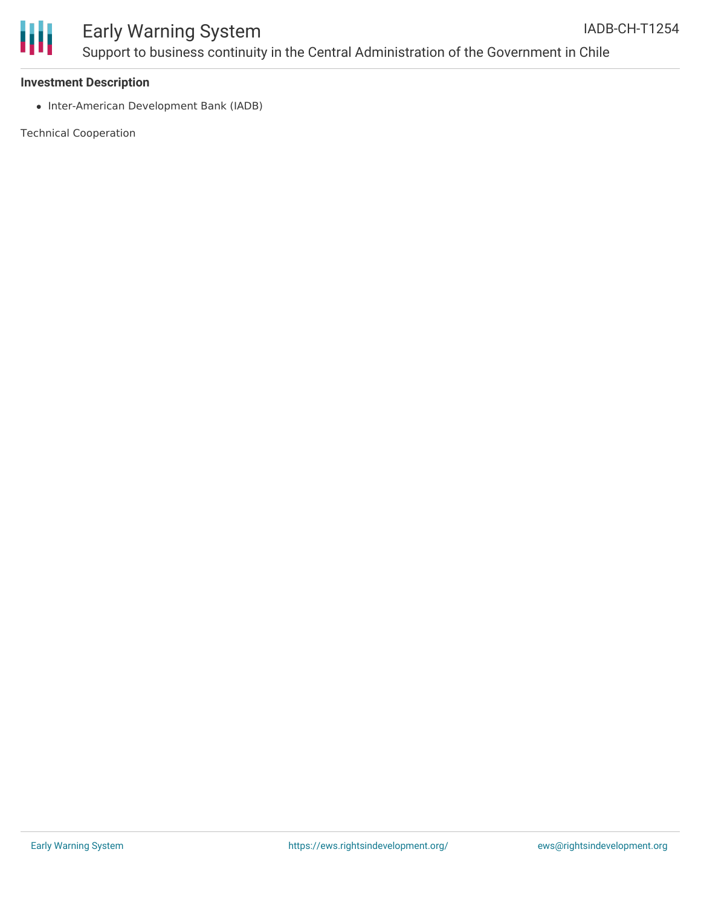### Investment Description

- Inter-American Development Bank (IADB)

Technical Cooperation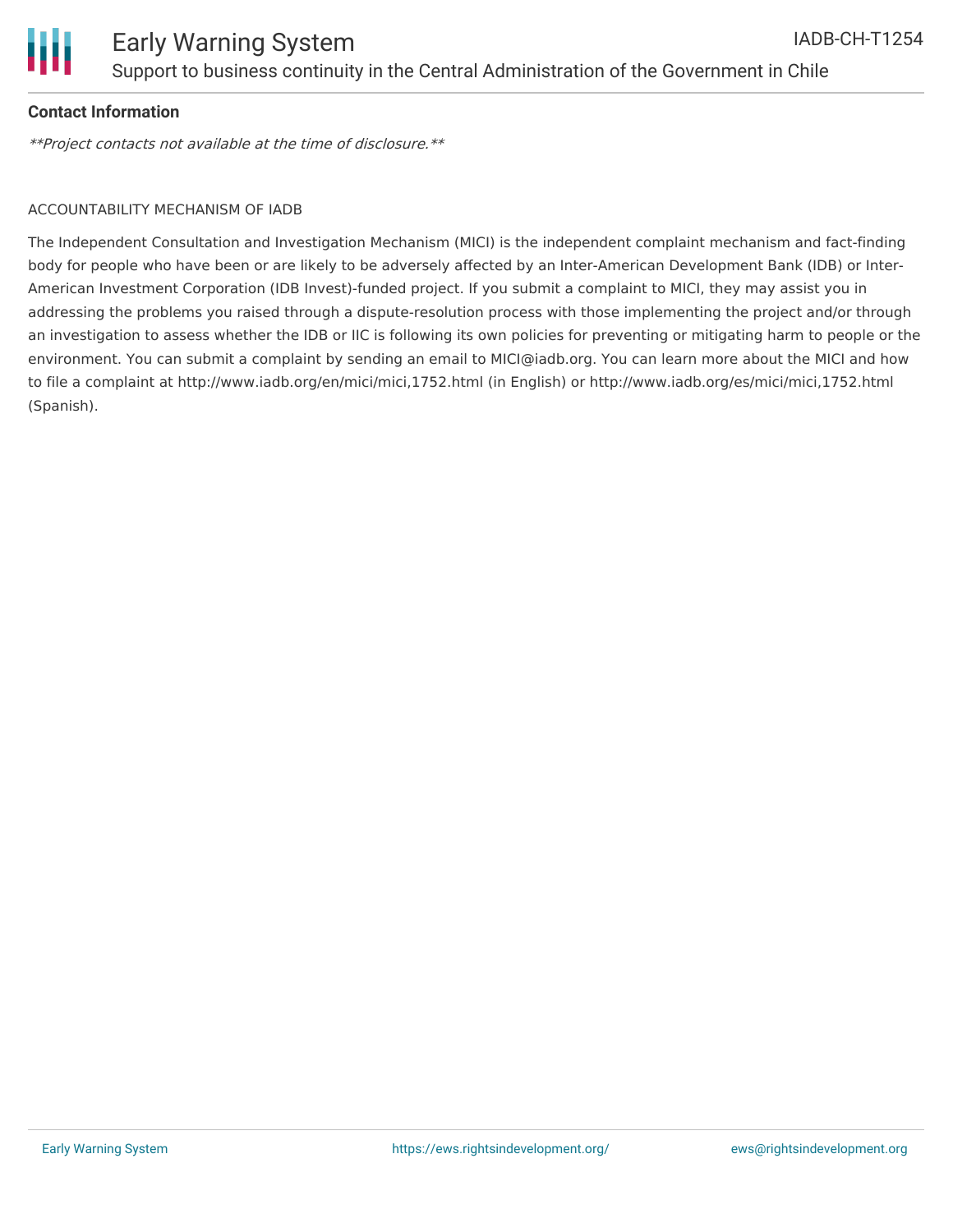**Contact Information**

*\*\*Project contacts not available at the time of disclosure.\*\**

ACCOUNTABILITY MECHANISM OF IADB

The Independent Consultation and Investigation Mechanism (MICI) is the independent complaint mechanism and fact-finding body for people who have been or are likely to be adversely affected by an Inter-American Development Bank (IDB) or Inter-American Investment Corporation (IDB Invest)-funded project. If you submit a complaint to MICI, they may assist you in addressing the problems you raised through a dispute-resolution process with those implementing the project and/or through an investigation to assess whether the IDB or IIC is following its own policies for preventing or mitigating harm to people or the environment. You can submit a complaint by sending an email to MICI@iadb.org. You can learn more about the MICI and how to file a complaint at http://www.iadb.org/en/mici/mici,1752.html (in English) or http://www.iadb.org/es/mici/mici,1752.html (Spanish).